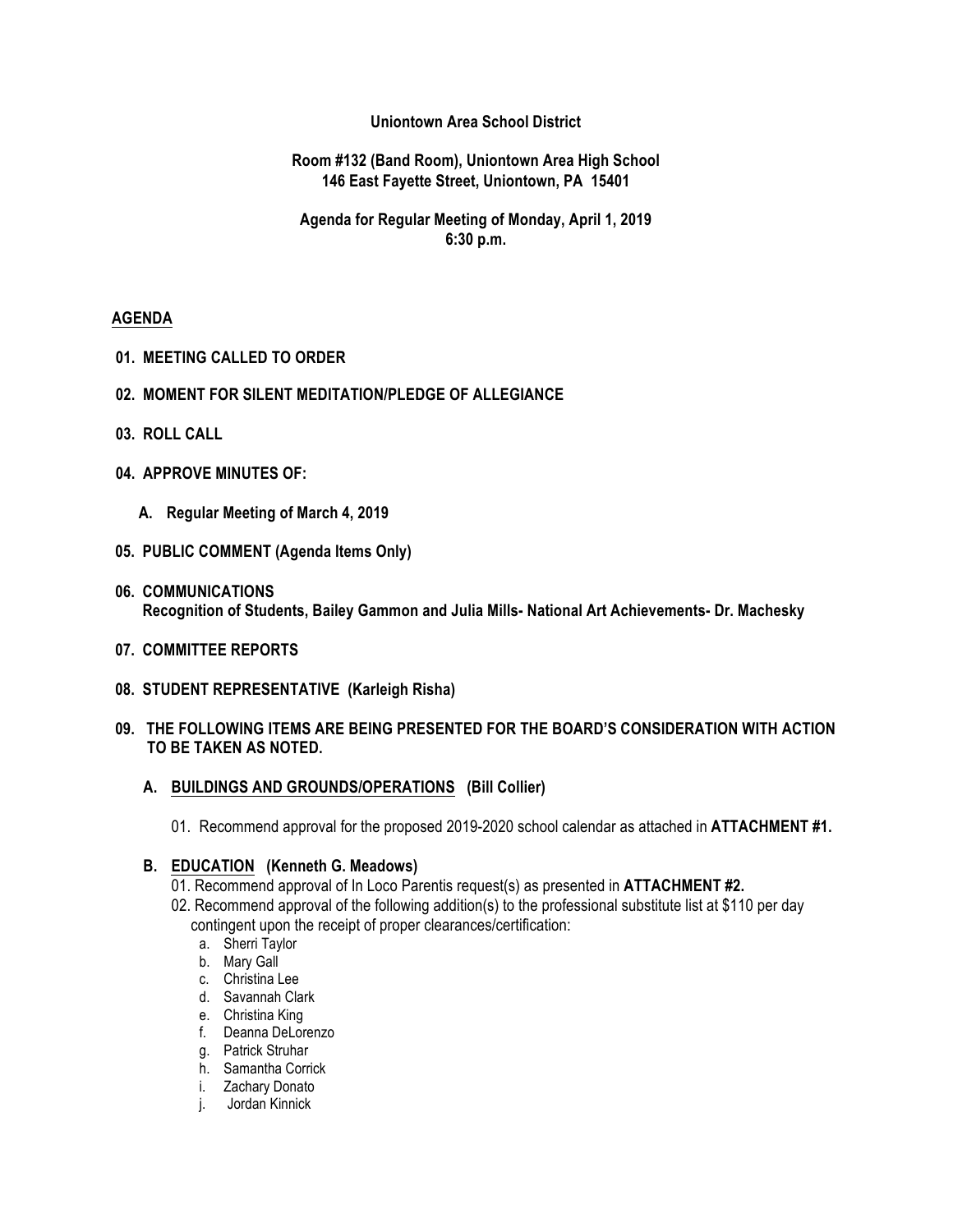**Uniontown Area School District**

**Room #132 (Band Room), Uniontown Area High School**
**146 East Fayette Street, Uniontown, PA 15401**

**Agenda for Regular Meeting of Monday, April 1, 2019**
**6:30 p.m.**

## AGENDA

**01. MEETING CALLED TO ORDER**

**02. MOMENT FOR SILENT MEDITATION/PLEDGE OF ALLEGIANCE**

**03. ROLL CALL**

**04. APPROVE MINUTES OF:**

**A. Regular Meeting of March 4, 2019**

**05. PUBLIC COMMENT (Agenda Items Only)**

**06. COMMUNICATIONS**
**Recognition of Students, Bailey Gammon and Julia Mills- National Art Achievements- Dr. Machesky**

**07. COMMITTEE REPORTS**

**08. STUDENT REPRESENTATIVE (Karleigh Risha)**

**09. THE FOLLOWING ITEMS ARE BEING PRESENTED FOR THE BOARD'S CONSIDERATION WITH ACTION TO BE TAKEN AS NOTED.**

**A. BUILDINGS AND GROUNDS/OPERATIONS (Bill Collier)**

01. Recommend approval for the proposed 2019-2020 school calendar as attached in **ATTACHMENT #1.**

**B. EDUCATION (Kenneth G. Meadows)**

01. Recommend approval of In Loco Parentis request(s) as presented in **ATTACHMENT #2.**

02. Recommend approval of the following addition(s) to the professional substitute list at $110 per day contingent upon the receipt of proper clearances/certification:

a. Sherri Taylor
b. Mary Gall
c. Christina Lee
d. Savannah Clark
e. Christina King
f. Deanna DeLorenzo
g. Patrick Struhar
h. Samantha Corrick
i. Zachary Donato
j. Jordan Kinnick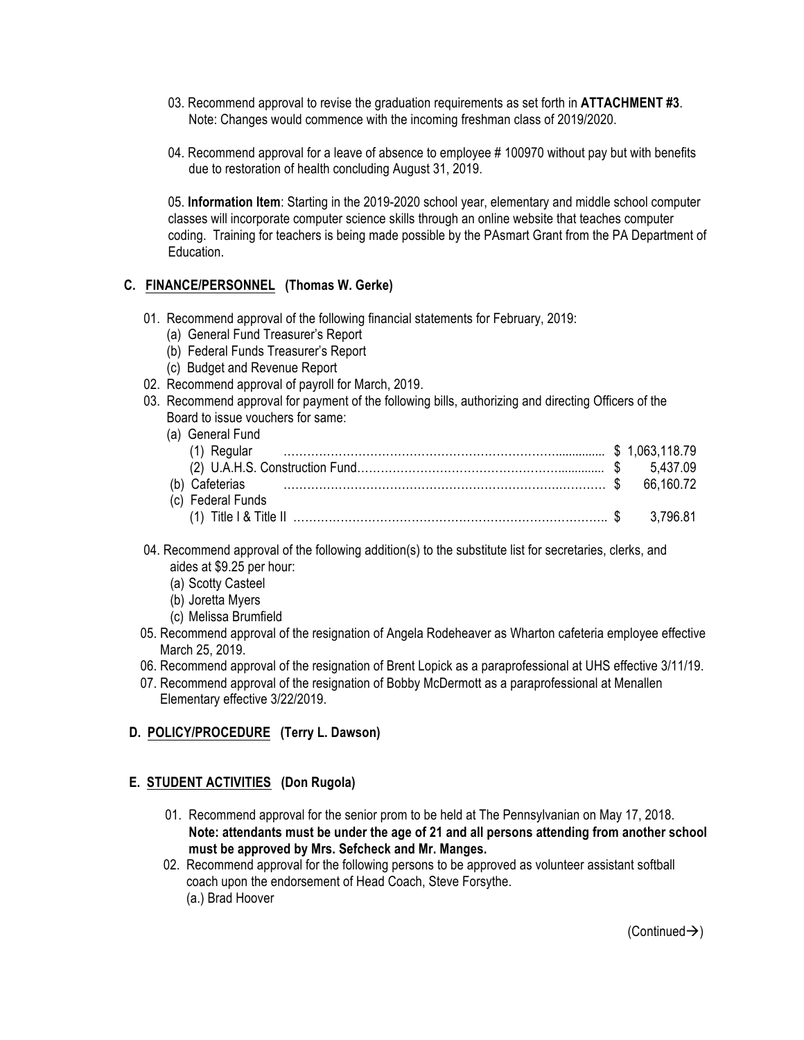03. Recommend approval to revise the graduation requirements as set forth in **ATTACHMENT #3**. Note: Changes would commence with the incoming freshman class of 2019/2020.

04. Recommend approval for a leave of absence to employee # 100970 without pay but with benefits due to restoration of health concluding August 31, 2019.

05. **Information Item**: Starting in the 2019-2020 school year, elementary and middle school computer classes will incorporate computer science skills through an online website that teaches computer coding. Training for teachers is being made possible by the PAsmart Grant from the PA Department of Education.

## C. FINANCE/PERSONNEL (Thomas W. Gerke)

01. Recommend approval of the following financial statements for February, 2019:
    - (a) General Fund Treasurer's Report
    - (b) Federal Funds Treasurer's Report
    - (c) Budget and Revenue Report
02. Recommend approval of payroll for March, 2019.
03. Recommend approval for payment of the following bills, authorizing and directing Officers of the Board to issue vouchers for same:
    - (a) General Fund
        - (1) Regular ………………………………………………… $ 1,063,118.79
        - (2) U.A.H.S. Construction Fund…………………………… $ 5,437.09
    - (b) Cafeterias ………………………………………………… $ 66,160.72
    - (c) Federal Funds
        - (1) Title I & Title II ………………………………………… $ 3,796.81
04. Recommend approval of the following addition(s) to the substitute list for secretaries, clerks, and aides at $9.25 per hour:
    - (a) Scotty Casteel
    - (b) Joretta Myers
    - (c) Melissa Brumfield
05. Recommend approval of the resignation of Angela Rodeheaver as Wharton cafeteria employee effective March 25, 2019.
06. Recommend approval of the resignation of Brent Lopick as a paraprofessional at UHS effective 3/11/19.
07. Recommend approval of the resignation of Bobby McDermott as a paraprofessional at Menallen Elementary effective 3/22/2019.

## D. POLICY/PROCEDURE (Terry L. Dawson)

## E. STUDENT ACTIVITIES (Don Rugola)

01. Recommend approval for the senior prom to be held at The Pennsylvanian on May 17, 2018. **Note: attendants must be under the age of 21 and all persons attending from another school must be approved by Mrs. Sefcheck and Mr. Manges.**
02. Recommend approval for the following persons to be approved as volunteer assistant softball coach upon the endorsement of Head Coach, Steve Forsythe.
    - (a.) Brad Hoover

(Continued→)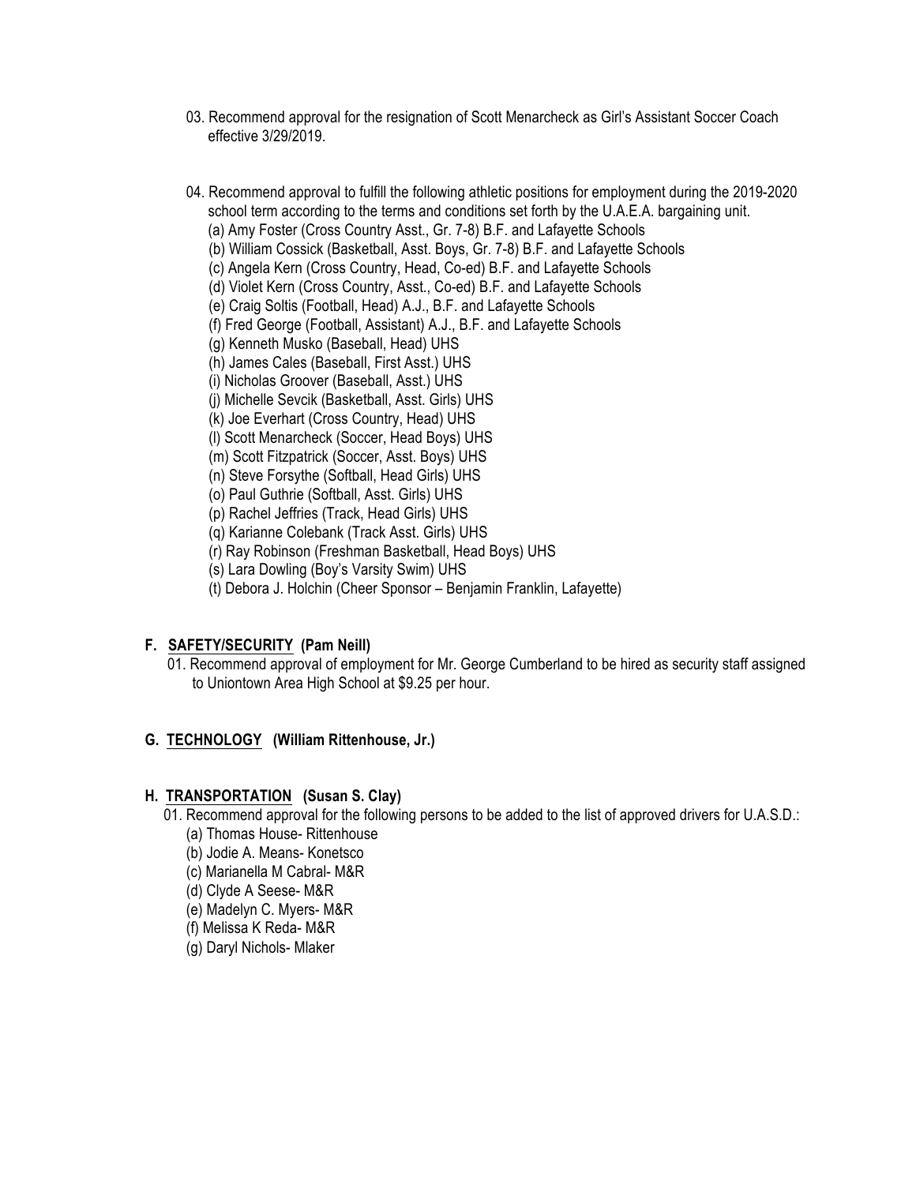03. Recommend approval for the resignation of Scott Menarcheck as Girl's Assistant Soccer Coach effective 3/29/2019.

04. Recommend approval to fulfill the following athletic positions for employment during the 2019-2020 school term according to the terms and conditions set forth by the U.A.E.A. bargaining unit.

(a) Amy Foster (Cross Country Asst., Gr. 7-8) B.F. and Lafayette Schools
(b) William Cossick (Basketball, Asst. Boys, Gr. 7-8) B.F. and Lafayette Schools
(c) Angela Kern (Cross Country, Head, Co-ed) B.F. and Lafayette Schools
(d) Violet Kern (Cross Country, Asst., Co-ed) B.F. and Lafayette Schools
(e) Craig Soltis (Football, Head) A.J., B.F. and Lafayette Schools
(f) Fred George (Football, Assistant) A.J., B.F. and Lafayette Schools
(g) Kenneth Musko (Baseball, Head) UHS
(h) James Cales (Baseball, First Asst.) UHS
(i) Nicholas Groover (Baseball, Asst.) UHS
(j) Michelle Sevcik (Basketball, Asst. Girls) UHS
(k) Joe Everhart (Cross Country, Head) UHS
(l) Scott Menarcheck (Soccer, Head Boys) UHS
(m) Scott Fitzpatrick (Soccer, Asst. Boys) UHS
(n) Steve Forsythe (Softball, Head Girls) UHS
(o) Paul Guthrie (Softball, Asst. Girls) UHS
(p) Rachel Jeffries (Track, Head Girls) UHS
(q) Karianne Colebank (Track Asst. Girls) UHS
(r) Ray Robinson (Freshman Basketball, Head Boys) UHS
(s) Lara Dowling (Boy's Varsity Swim) UHS
(t) Debora J. Holchin (Cheer Sponsor – Benjamin Franklin, Lafayette)

## F. SAFETY/SECURITY (Pam Neill)

01. Recommend approval of employment for Mr. George Cumberland to be hired as security staff assigned to Uniontown Area High School at $9.25 per hour.

## G. TECHNOLOGY (William Rittenhouse, Jr.)

## H. TRANSPORTATION (Susan S. Clay)

01. Recommend approval for the following persons to be added to the list of approved drivers for U.A.S.D.:

(a) Thomas House- Rittenhouse
(b) Jodie A. Means- Konetsco
(c) Marianella M Cabral- M&R
(d) Clyde A Seese- M&R
(e) Madelyn C. Myers- M&R
(f) Melissa K Reda- M&R
(g) Daryl Nichols- Mlaker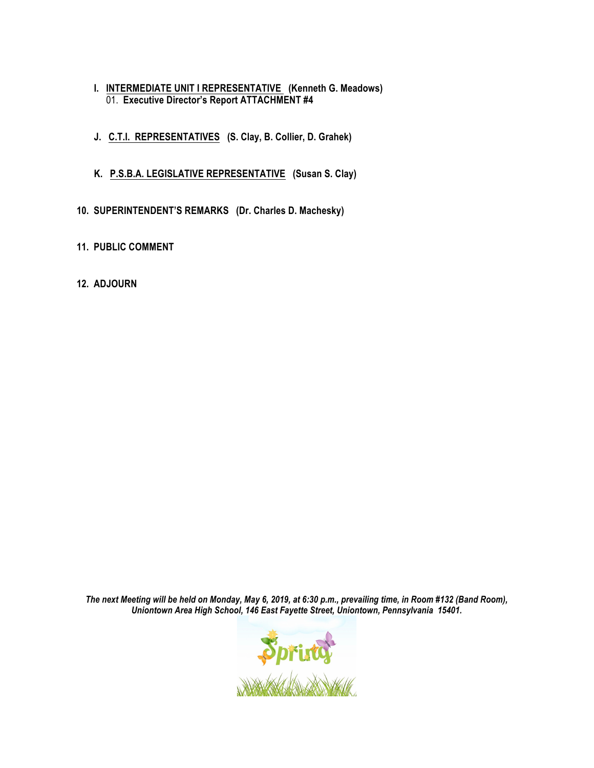**I. <u>INTERMEDIATE UNIT I REPRESENTATIVE</u> (Kenneth G. Meadows)**

01. **Executive Director's Report ATTACHMENT #4**

**J. <u>C.T.I. REPRESENTATIVES</u> (S. Clay, B. Collier, D. Grahek)**

**K. <u>P.S.B.A. LEGISLATIVE REPRESENTATIVE</u> (Susan S. Clay)**

**10. SUPERINTENDENT'S REMARKS (Dr. Charles D. Machesky)**

**11. PUBLIC COMMENT**

**12. ADJOURN**

***The next Meeting will be held on Monday, May 6, 2019, at 6:30 p.m., prevailing time, in Room #132 (Band Room), Uniontown Area High School, 146 East Fayette Street, Uniontown, Pennsylvania 15401.***

Spring